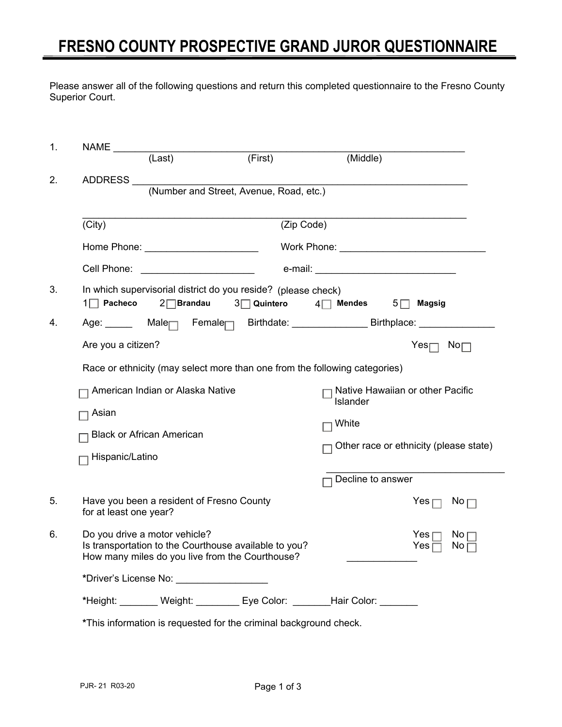# FRESNO COUNTY PROSPECTIVE GRAND JUROR QUESTIONNAIRE

Please answer all of the following questions and return this completed questionnaire to the Fresno County Superior Court.

1. NAME ______________________________________________________________
   (Last) (First) (Middle)

2. ADDRESS ____________________________________________________________
   (Number and Street, Avenue, Road, etc.)

   ______________________________________________________________________
   (City) (Zip Code)

   Home Phone: ____________________ Work Phone: ___________________________

   Cell Phone: ____________________ e-mail: __________________________

3. In which supervisorial district do you reside? (please check)
   1☐ **Pacheco** 2☐ **Brandau** 3☐ **Quintero** 4☐ **Mendes** 5☐ **Magsig**

4. Age: _____ Male☐ Female☐ Birthdate: ______________ Birthplace: ______________

   Are you a citizen? Yes☐ No☐

   Race or ethnicity (may select more than one from the following categories)

   ☐ American Indian or Alaska Native
   ☐ Asian
   ☐ Black or African American
   ☐ Hispanic/Latino
   ☐ Native Hawaiian or other Pacific Islander
   ☐ White
   ☐ Other race or ethnicity (please state)
   __________________________________
   ☐ Decline to answer

5. Have you been a resident of Fresno County for at least one year? Yes☐ No☐

6. Do you drive a motor vehicle? Yes☐ No☐
   Is transportation to the Courthouse available to you? Yes☐ No☐
   How many miles do you live from the Courthouse? ____________

   **\***Driver's License No: ________________

   **\***Height: _______ Weight: ________ Eye Color: _______Hair Color: _______

   **\***This information is requested for the criminal background check.

PJR- 21 R03-20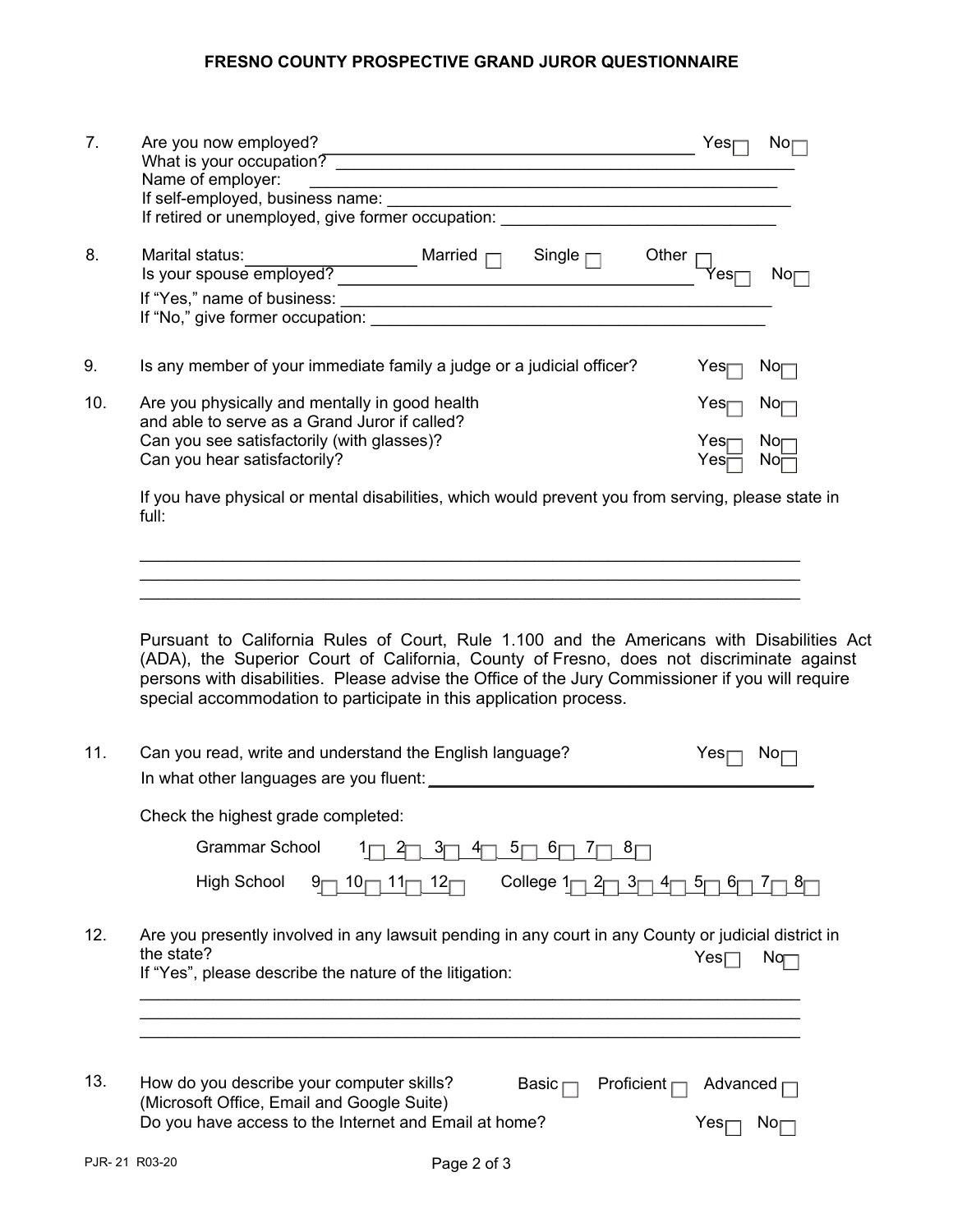## FRESNO COUNTY PROSPECTIVE GRAND JUROR QUESTIONNAIRE

7. Are you now employed? ________________________________________ Yes ☐ No ☐
   What is your occupation? ________________________________________
   Name of employer: ________________________________________
   If self-employed, business name: ________________________________________
   If retired or unemployed, give former occupation: ________________________________

8. Marital status: __________________ Married ☐ Single ☐ Other ☐
   Is your spouse employed? ________________________________________ Yes ☐ No ☐
   If "Yes," name of business: ________________________________________
   If "No," give former occupation: ________________________________________

9. Is any member of your immediate family a judge or a judicial officer? Yes ☐ No ☐

10. Are you physically and mentally in good health and able to serve as a Grand Juror if called? Yes ☐ No ☐
    Can you see satisfactorily (with glasses)? Yes ☐ No ☐
    Can you hear satisfactorily? Yes ☐ No ☐

    If you have physical or mental disabilities, which would prevent you from serving, please state in full:

    ________________________________________________________________________
    ________________________________________________________________________
    ________________________________________________________________________

    Pursuant to California Rules of Court, Rule 1.100 and the Americans with Disabilities Act (ADA), the Superior Court of California, County of Fresno, does not discriminate against persons with disabilities. Please advise the Office of the Jury Commissioner if you will require special accommodation to participate in this application process.

11. Can you read, write and understand the English language? Yes ☐ No ☐
    In what other languages are you fluent: ________________________________________

    Check the highest grade completed:

    Grammar School 1 ☐ 2 ☐ 3 ☐ 4 ☐ 5 ☐ 6 ☐ 7 ☐ 8 ☐

    High School 9 ☐ 10 ☐ 11 ☐ 12 ☐ College 1 ☐ 2 ☐ 3 ☐ 4 ☐ 5 ☐ 6 ☐ 7 ☐ 8 ☐

12. Are you presently involved in any lawsuit pending in any court in any County or judicial district in the state? Yes ☐ No ☐
    If "Yes", please describe the nature of the litigation:

    ________________________________________________________________________
    ________________________________________________________________________
    ________________________________________________________________________

13. How do you describe your computer skills? (Microsoft Office, Email and Google Suite) Basic ☐ Proficient ☐ Advanced ☐
    Do you have access to the Internet and Email at home? Yes ☐ No ☐

PJR- 21 R03-20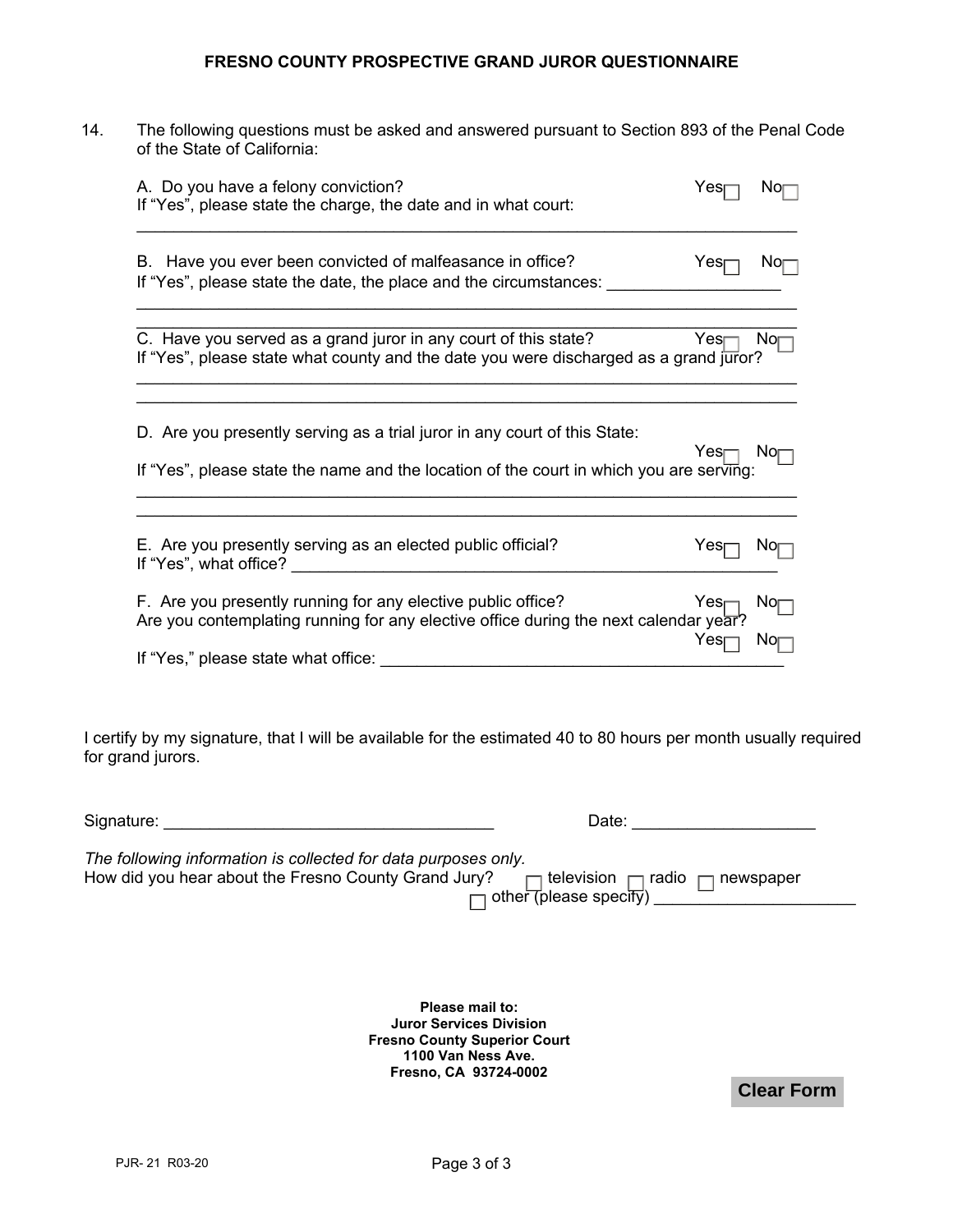**FRESNO COUNTY PROSPECTIVE GRAND JUROR QUESTIONNAIRE**

14. The following questions must be asked and answered pursuant to Section 893 of the Penal Code of the State of California:

A. Do you have a felony conviction? Yes ☐ No ☐
If "Yes", please state the charge, the date and in what court:
________________________________________________________________________

B. Have you ever been convicted of malfeasance in office? Yes ☐ No ☐
If "Yes", please state the date, the place and the circumstances: ___________________
________________________________________________________________________
________________________________________________________________________

C. Have you served as a grand juror in any court of this state? Yes ☐ No ☐
If "Yes", please state what county and the date you were discharged as a grand juror?
________________________________________________________________________
________________________________________________________________________

D. Are you presently serving as a trial juror in any court of this State: Yes ☐ No ☐
If "Yes", please state the name and the location of the court in which you are serving:
________________________________________________________________________
________________________________________________________________________

E. Are you presently serving as an elected public official? Yes ☐ No ☐
If "Yes", what office? ________________________________________________________

F. Are you presently running for any elective public office? Yes ☐ No ☐
Are you contemplating running for any elective office during the next calendar year? Yes ☐ No ☐
If "Yes," please state what office: ____________________________________________

I certify by my signature, that I will be available for the estimated 40 to 80 hours per month usually required for grand jurors.

Signature: ____________________________________ Date: ____________________

*The following information is collected for data purposes only.*
How did you hear about the Fresno County Grand Jury? ☐ television ☐ radio ☐ newspaper ☐ other (please specify) ______________________

**Please mail to:**
**Juror Services Division**
**Fresno County Superior Court**
**1100 Van Ness Ave.**
**Fresno, CA 93724-0002**

**Clear Form**

PJR- 21 R03-20